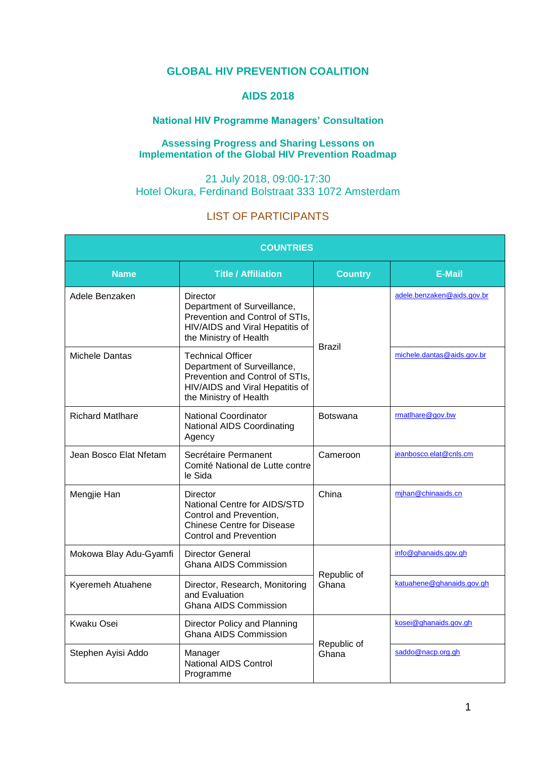# GLOBAL HIV PREVENTION COALITION

## AIDS 2018

### National HIV Programme Managers' Consultation

### Assessing Progress and Sharing Lessons on Implementation of the Global HIV Prevention Roadmap

21 July 2018, 09:00-17:30
Hotel Okura, Ferdinand Bolstraat 333 1072 Amsterdam

LIST OF PARTICIPANTS

| COUNTRIES | | | |
|---|---|---|---|
| **Name** | **Title / Affiliation** | **Country** | **E-Mail** |
| Adele Benzaken | Director<br>Department of Surveillance, Prevention and Control of STIs, HIV/AIDS and Viral Hepatitis of the Ministry of Health | Brazil | adele.benzaken@aids.gov.br |
| Michele Dantas | Technical Officer<br>Department of Surveillance, Prevention and Control of STIs, HIV/AIDS and Viral Hepatitis of the Ministry of Health | Brazil | michele.dantas@aids.gov.br |
| Richard Matlhare | National Coordinator<br>National AIDS Coordinating Agency | Botswana | rmatlhare@gov.bw |
| Jean Bosco Elat Nfetam | Secrétaire Permanent<br>Comité National de Lutte contre le Sida | Cameroon | jeanbosco.elat@cnls.cm |
| Mengjie Han | Director<br>National Centre for AIDS/STD Control and Prevention, Chinese Centre for Disease Control and Prevention | China | mjhan@chinaaids.cn |
| Mokowa Blay Adu-Gyamfi | Director General<br>Ghana AIDS Commission | Republic of Ghana | info@ghanaids.gov.gh |
| Kyeremeh Atuahene | Director, Research, Monitoring and Evaluation<br>Ghana AIDS Commission | Republic of Ghana | katuahene@ghanaids.gov.gh |
| Kwaku Osei | Director Policy and Planning<br>Ghana AIDS Commission | Republic of Ghana | kosei@ghanaids.gov.gh |
| Stephen Ayisi Addo | Manager<br>National AIDS Control Programme | Republic of Ghana | saddo@nacp.org.gh |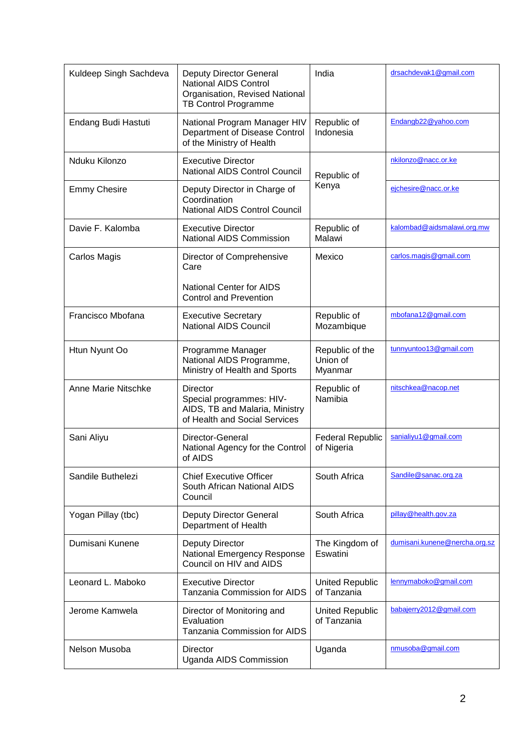| | | | |
|---|---|---|---|
| Kuldeep Singh Sachdeva | Deputy Director General National AIDS Control Organisation, Revised National TB Control Programme | India | drsachdevak1@gmail.com |
| Endang Budi Hastuti | National Program Manager HIV Department of Disease Control of the Ministry of Health | Republic of Indonesia | Endangb22@yahoo.com |
| Nduku Kilonzo | Executive Director National AIDS Control Council | Republic of Kenya | nkilonzo@nacc.or.ke |
| Emmy Chesire | Deputy Director in Charge of Coordination National AIDS Control Council | | ejchesire@nacc.or.ke |
| Davie F. Kalomba | Executive Director National AIDS Commission | Republic of Malawi | kalombad@aidsmalawi.org.mw |
| Carlos Magis | Director of Comprehensive Care<br><br>National Center for AIDS Control and Prevention | Mexico | carlos.magis@gmail.com |
| Francisco Mbofana | Executive Secretary National AIDS Council | Republic of Mozambique | mbofana12@gmail.com |
| Htun Nyunt Oo | Programme Manager National AIDS Programme, Ministry of Health and Sports | Republic of the Union of Myanmar | tunnyuntoo13@gmail.com |
| Anne Marie Nitschke | Director Special programmes: HIV-AIDS, TB and Malaria, Ministry of Health and Social Services | Republic of Namibia | nitschkea@nacop.net |
| Sani Aliyu | Director-General National Agency for the Control of AIDS | Federal Republic of Nigeria | sanialiyu1@gmail.com |
| Sandile Buthelezi | Chief Executive Officer South African National AIDS Council | South Africa | Sandile@sanac.org.za |
| Yogan Pillay (tbc) | Deputy Director General Department of Health | South Africa | pillay@health.gov.za |
| Dumisani Kunene | Deputy Director National Emergency Response Council on HIV and AIDS | The Kingdom of Eswatini | dumisani.kunene@nercha.org.sz |
| Leonard L. Maboko | Executive Director Tanzania Commission for AIDS | United Republic of Tanzania | lennymaboko@gmail.com |
| Jerome Kamwela | Director of Monitoring and Evaluation Tanzania Commission for AIDS | United Republic of Tanzania | babajerry2012@gmail.com |
| Nelson Musoba | Director Uganda AIDS Commission | Uganda | nmusoba@gmail.com |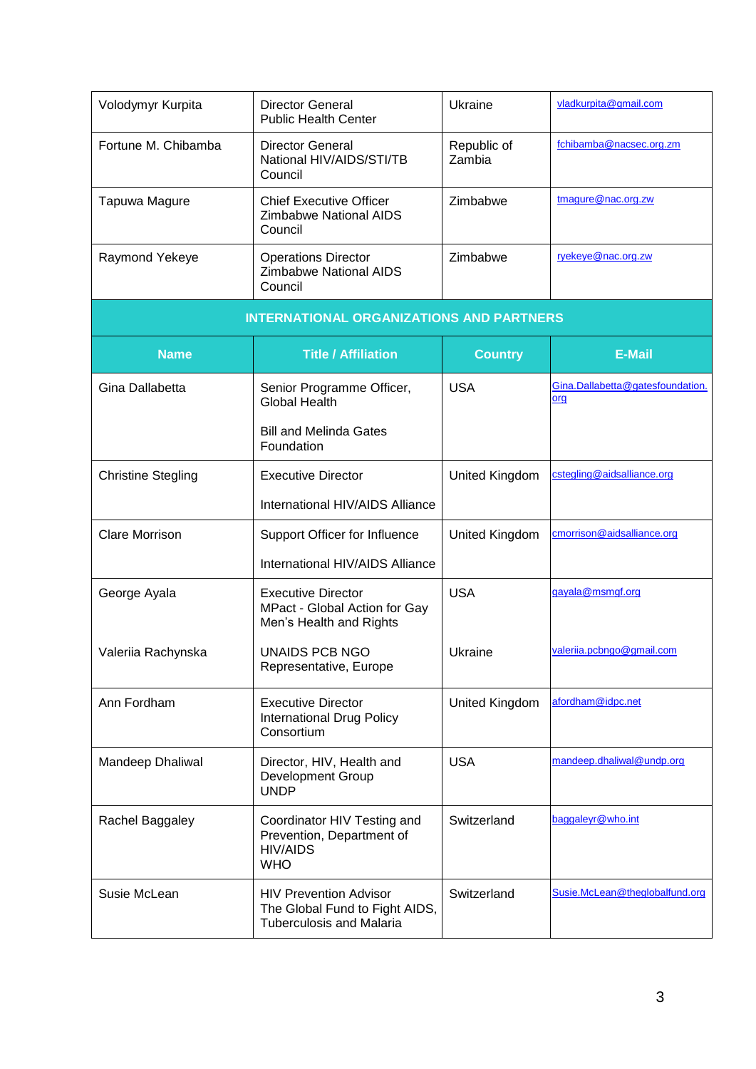| | | | |
|---|---|---|---|
| Volodymyr Kurpita | Director General<br>Public Health Center | Ukraine | vladkurpita@gmail.com |
| Fortune M. Chibamba | Director General<br>National HIV/AIDS/STI/TB Council | Republic of Zambia | fchibamba@nacsec.org.zm |
| Tapuwa Magure | Chief Executive Officer<br>Zimbabwe National AIDS Council | Zimbabwe | tmagure@nac.org.zw |
| Raymond Yekeye | Operations Director<br>Zimbabwe National AIDS Council | Zimbabwe | ryekeye@nac.org.zw |
| **INTERNATIONAL ORGANIZATIONS AND PARTNERS** | | | |
| **Name** | **Title / Affiliation** | **Country** | **E-Mail** |
| Gina Dallabetta | Senior Programme Officer, Global Health<br><br>Bill and Melinda Gates Foundation | USA | Gina.Dallabetta@gatesfoundation.org |
| Christine Stegling | Executive Director<br><br>International HIV/AIDS Alliance | United Kingdom | cstegling@aidsalliance.org |
| Clare Morrison | Support Officer for Influence<br><br>International HIV/AIDS Alliance | United Kingdom | cmorrison@aidsalliance.org |
| George Ayala | Executive Director<br>MPact - Global Action for Gay Men's Health and Rights | USA | gayala@msmgf.org |
| Valeriia Rachynska | UNAIDS PCB NGO Representative, Europe | Ukraine | valeriia.pcbngo@gmail.com |
| Ann Fordham | Executive Director<br>International Drug Policy Consortium | United Kingdom | afordham@idpc.net |
| Mandeep Dhaliwal | Director, HIV, Health and Development Group<br>UNDP | USA | mandeep.dhaliwal@undp.org |
| Rachel Baggaley | Coordinator HIV Testing and Prevention, Department of HIV/AIDS<br>WHO | Switzerland | baggaleyr@who.int |
| Susie McLean | HIV Prevention Advisor<br>The Global Fund to Fight AIDS, Tuberculosis and Malaria | Switzerland | Susie.McLean@theglobalfund.org |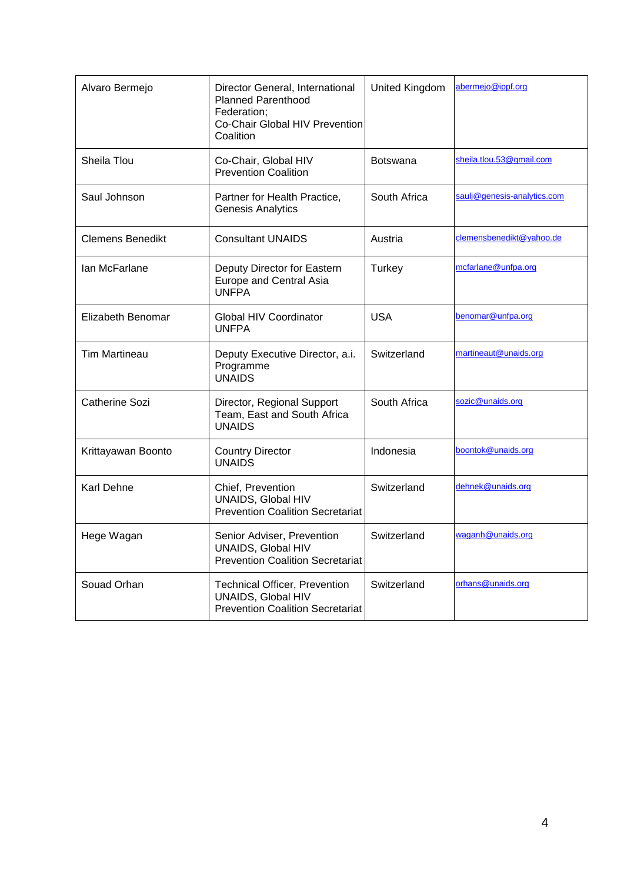| | | | |
|---|---|---|---|
| Alvaro Bermejo | Director General, International Planned Parenthood Federation;<br>Co-Chair Global HIV Prevention Coalition | United Kingdom | abermejo@ippf.org |
| Sheila Tlou | Co-Chair, Global HIV Prevention Coalition | Botswana | sheila.tlou.53@gmail.com |
| Saul Johnson | Partner for Health Practice, Genesis Analytics | South Africa | saulj@genesis-analytics.com |
| Clemens Benedikt | Consultant UNAIDS | Austria | clemensbenedikt@yahoo.de |
| Ian McFarlane | Deputy Director for Eastern Europe and Central Asia UNFPA | Turkey | mcfarlane@unfpa.org |
| Elizabeth Benomar | Global HIV Coordinator UNFPA | USA | benomar@unfpa.org |
| Tim Martineau | Deputy Executive Director, a.i. Programme UNAIDS | Switzerland | martineaut@unaids.org |
| Catherine Sozi | Director, Regional Support Team, East and South Africa UNAIDS | South Africa | sozic@unaids.org |
| Krittayawan Boonto | Country Director UNAIDS | Indonesia | boontok@unaids.org |
| Karl Dehne | Chief, Prevention UNAIDS, Global HIV Prevention Coalition Secretariat | Switzerland | dehnek@unaids.org |
| Hege Wagan | Senior Adviser, Prevention UNAIDS, Global HIV Prevention Coalition Secretariat | Switzerland | waganh@unaids.org |
| Souad Orhan | Technical Officer, Prevention UNAIDS, Global HIV Prevention Coalition Secretariat | Switzerland | orhans@unaids.org |